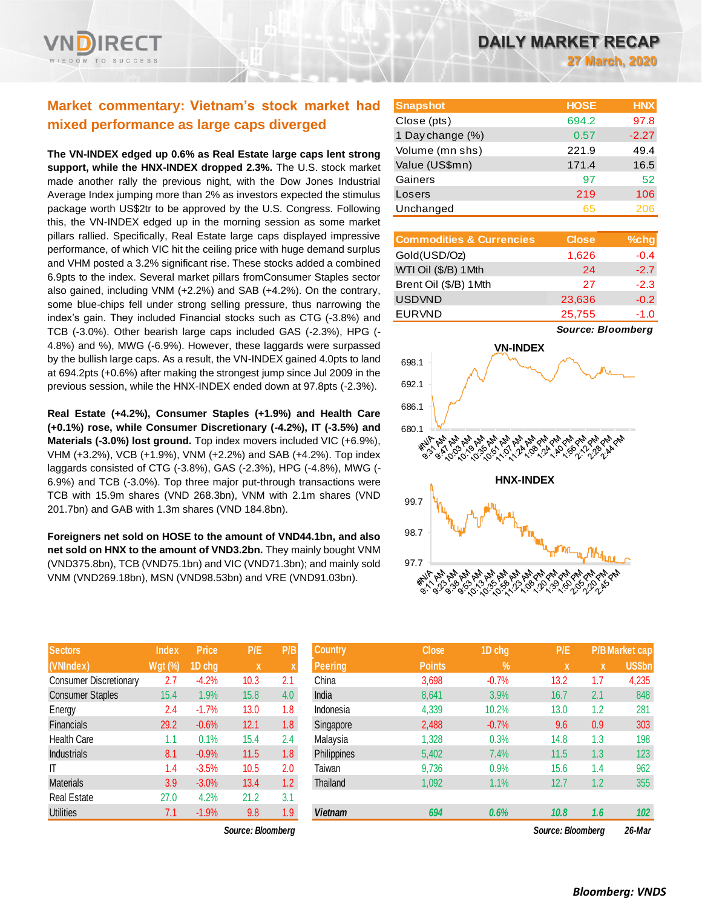# DAILY MARKET RECAP

**27 March, 2020**

## Market commentary: Vietnam's stock market had mixed performance as large caps diverged

**The VN-INDEX edged up 0.6% as Real Estate large caps lent strong support, while the HNX-INDEX dropped 2.3%.** The U.S. stock market made another rally the previous night, with the Dow Jones Industrial Average Index jumping more than 2% as investors expected the stimulus package worth US$2tr to be approved by the U.S. Congress. Following this, the VN-INDEX edged up in the morning session as some market pillars rallied. Specifically, Real Estate large caps displayed impressive performance, of which VIC hit the ceiling price with huge demand surplus and VHM posted a 3.2% significant rise. These stocks added a combined 6.9pts to the index. Several market pillars fromConsumer Staples sector also gained, including VNM (+2.2%) and SAB (+4.2%). On the contrary, some blue-chips fell under strong selling pressure, thus narrowing the index's gain. They included Financial stocks such as CTG (-3.8%) and TCB (-3.0%). Other bearish large caps included GAS (-2.3%), HPG (-4.8%) and %), MWG (-6.9%). However, these laggards were surpassed by the bullish large caps. As a result, the VN-INDEX gained 4.0pts to land at 694.2pts (+0.6%) after making the strongest jump since Jul 2009 in the previous session, while the HNX-INDEX ended down at 97.8pts (-2.3%).

**Real Estate (+4.2%), Consumer Staples (+1.9%) and Health Care (+0.1%) rose, while Consumer Discretionary (-4.2%), IT (-3.5%) and Materials (-3.0%) lost ground.** Top index movers included VIC (+6.9%), VHM (+3.2%), VCB (+1.9%), VNM (+2.2%) and SAB (+4.2%). Top index laggards consisted of CTG (-3.8%), GAS (-2.3%), HPG (-4.8%), MWG (-6.9%) and TCB (-3.0%). Top three major put-through transactions were TCB with 15.9m shares (VND 268.3bn), VNM with 2.1m shares (VND 201.7bn) and GAB with 1.3m shares (VND 184.8bn).

**Foreigners net sold on HOSE to the amount of VND44.1bn, and also net sold on HNX to the amount of VND3.2bn.** They mainly bought VNM (VND375.8bn), TCB (VND75.1bn) and VIC (VND71.3bn); and mainly sold VNM (VND269.18bn), MSN (VND98.53bn) and VRE (VND91.03bn).

| Snapshot | HOSE | HNX |
|---|---|---|
| Close (pts) | 694.2 | 97.8 |
| 1 Day change (%) | 0.57 | -2.27 |
| Volume (mn shs) | 221.9 | 49.4 |
| Value (US$mn) | 171.4 | 16.5 |
| Gainers | 97 | 52 |
| Losers | 219 | 106 |
| Unchanged | 65 | 206 |

| Commodities & Currencies | Close | %chg |
|---|---|---|
| Gold(USD/Oz) | 1,626 | -0.4 |
| WTI Oil ($/B) 1Mth | 24 | -2.7 |
| Brent Oil ($/B) 1Mth | 27 | -2.3 |
| USDVND | 23,636 | -0.2 |
| EURVND | 25,755 | -1.0 |

*Source: Bloomberg*

**VN-INDEX**

**HNX-INDEX**

| Sectors (VNIndex) | Index Wgt (%) | Price 1D chg | P/E x | P/B x |
|---|---|---|---|---|
| Consumer Discretionary | 2.7 | -4.2% | 10.3 | 2.1 |
| Consumer Staples | 15.4 | 1.9% | 15.8 | 4.0 |
| Energy | 2.4 | -1.7% | 13.0 | 1.8 |
| Financials | 29.2 | -0.6% | 12.1 | 1.8 |
| Health Care | 1.1 | 0.1% | 15.4 | 2.4 |
| Industrials | 8.1 | -0.9% | 11.5 | 1.8 |
| IT | 1.4 | -3.5% | 10.5 | 2.0 |
| Materials | 3.9 | -3.0% | 13.4 | 1.2 |
| Real Estate | 27.0 | 4.2% | 21.2 | 3.1 |
| Utilities | 7.1 | -1.9% | 9.8 | 1.9 |

*Source: Bloomberg*

| Country Peering | Close Points | 1D chg % | P/E x | P/B x | Market cap US$bn |
|---|---|---|---|---|---|
| China | 3,698 | -0.7% | 13.2 | 1.7 | 4,235 |
| India | 8,641 | 3.9% | 16.7 | 2.1 | 848 |
| Indonesia | 4,339 | 10.2% | 13.0 | 1.2 | 281 |
| Singapore | 2,488 | -0.7% | 9.6 | 0.9 | 303 |
| Malaysia | 1,328 | 0.3% | 14.8 | 1.3 | 198 |
| Philippines | 5,402 | 7.4% | 11.5 | 1.3 | 123 |
| Taiwan | 9,736 | 0.9% | 15.6 | 1.4 | 962 |
| Thailand | 1,092 | 1.1% | 12.7 | 1.2 | 355 |
| **Vietnam** | **694** | **0.6%** | **10.8** | **1.6** | **102** |

*Source: Bloomberg* *26-Mar*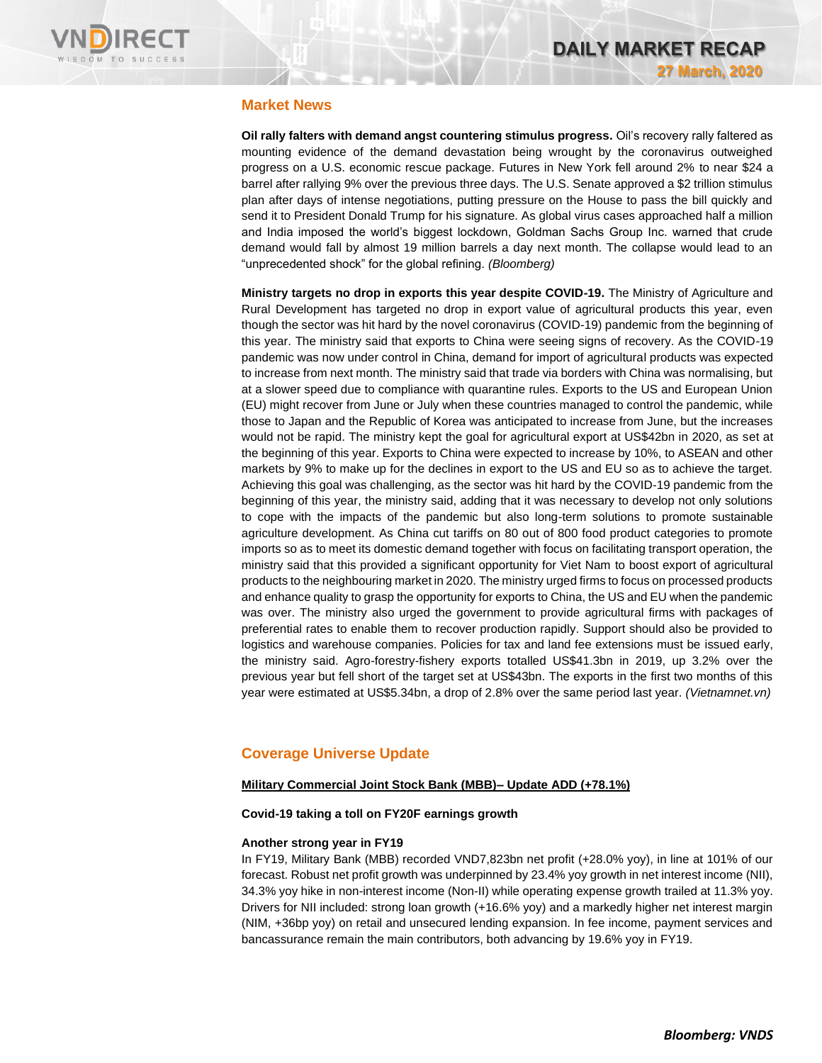## Market News

**Oil rally falters with demand angst countering stimulus progress.** Oil's recovery rally faltered as mounting evidence of the demand devastation being wrought by the coronavirus outweighed progress on a U.S. economic rescue package. Futures in New York fell around 2% to near $24 a barrel after rallying 9% over the previous three days. The U.S. Senate approved a $2 trillion stimulus plan after days of intense negotiations, putting pressure on the House to pass the bill quickly and send it to President Donald Trump for his signature. As global virus cases approached half a million and India imposed the world's biggest lockdown, Goldman Sachs Group Inc. warned that crude demand would fall by almost 19 million barrels a day next month. The collapse would lead to an "unprecedented shock" for the global refining. *(Bloomberg)*

**Ministry targets no drop in exports this year despite COVID-19.** The Ministry of Agriculture and Rural Development has targeted no drop in export value of agricultural products this year, even though the sector was hit hard by the novel coronavirus (COVID-19) pandemic from the beginning of this year. The ministry said that exports to China were seeing signs of recovery. As the COVID-19 pandemic was now under control in China, demand for import of agricultural products was expected to increase from next month. The ministry said that trade via borders with China was normalising, but at a slower speed due to compliance with quarantine rules. Exports to the US and European Union (EU) might recover from June or July when these countries managed to control the pandemic, while those to Japan and the Republic of Korea was anticipated to increase from June, but the increases would not be rapid. The ministry kept the goal for agricultural export at US$42bn in 2020, as set at the beginning of this year. Exports to China were expected to increase by 10%, to ASEAN and other markets by 9% to make up for the declines in export to the US and EU so as to achieve the target. Achieving this goal was challenging, as the sector was hit hard by the COVID-19 pandemic from the beginning of this year, the ministry said, adding that it was necessary to develop not only solutions to cope with the impacts of the pandemic but also long-term solutions to promote sustainable agriculture development. As China cut tariffs on 80 out of 800 food product categories to promote imports so as to meet its domestic demand together with focus on facilitating transport operation, the ministry said that this provided a significant opportunity for Viet Nam to boost export of agricultural products to the neighbouring market in 2020. The ministry urged firms to focus on processed products and enhance quality to grasp the opportunity for exports to China, the US and EU when the pandemic was over. The ministry also urged the government to provide agricultural firms with packages of preferential rates to enable them to recover production rapidly. Support should also be provided to logistics and warehouse companies. Policies for tax and land fee extensions must be issued early, the ministry said. Agro-forestry-fishery exports totalled US$41.3bn in 2019, up 3.2% over the previous year but fell short of the target set at US$43bn. The exports in the first two months of this year were estimated at US$5.34bn, a drop of 2.8% over the same period last year. *(Vietnamnet.vn)*

## Coverage Universe Update

**Military Commercial Joint Stock Bank (MBB)– Update ADD (+78.1%)**

**Covid-19 taking a toll on FY20F earnings growth**

**Another strong year in FY19**

In FY19, Military Bank (MBB) recorded VND7,823bn net profit (+28.0% yoy), in line at 101% of our forecast. Robust net profit growth was underpinned by 23.4% yoy growth in net interest income (NII), 34.3% yoy hike in non-interest income (Non-II) while operating expense growth trailed at 11.3% yoy. Drivers for NII included: strong loan growth (+16.6% yoy) and a markedly higher net interest margin (NIM, +36bp yoy) on retail and unsecured lending expansion. In fee income, payment services and bancassurance remain the main contributors, both advancing by 19.6% yoy in FY19.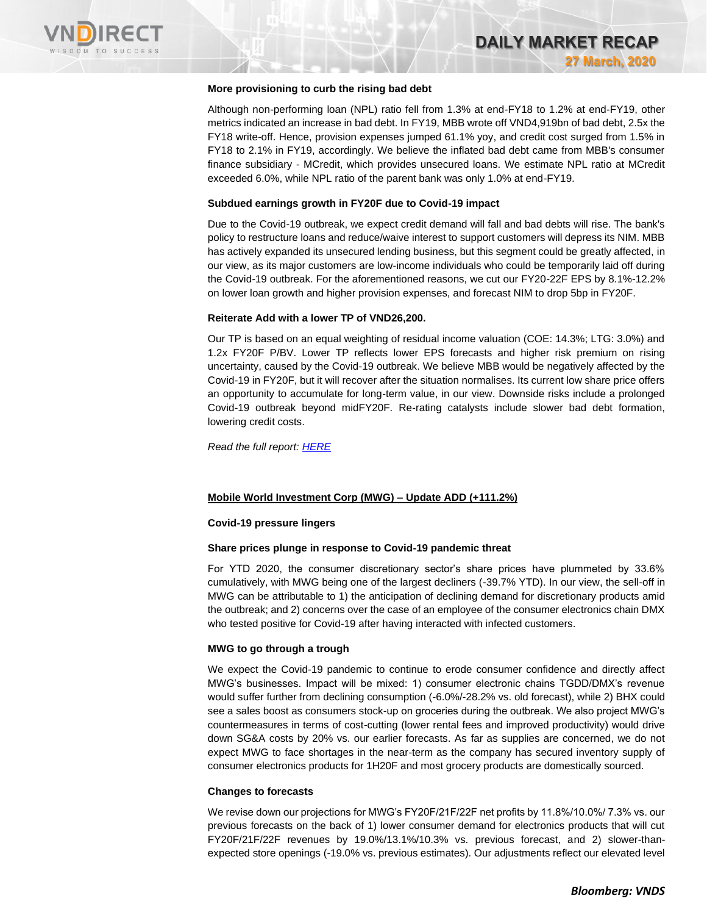**More provisioning to curb the rising bad debt**

Although non-performing loan (NPL) ratio fell from 1.3% at end-FY18 to 1.2% at end-FY19, other metrics indicated an increase in bad debt. In FY19, MBB wrote off VND4,919bn of bad debt, 2.5x the FY18 write-off. Hence, provision expenses jumped 61.1% yoy, and credit cost surged from 1.5% in FY18 to 2.1% in FY19, accordingly. We believe the inflated bad debt came from MBB's consumer finance subsidiary - MCredit, which provides unsecured loans. We estimate NPL ratio at MCredit exceeded 6.0%, while NPL ratio of the parent bank was only 1.0% at end-FY19.

**Subdued earnings growth in FY20F due to Covid-19 impact**

Due to the Covid-19 outbreak, we expect credit demand will fall and bad debts will rise. The bank's policy to restructure loans and reduce/waive interest to support customers will depress its NIM. MBB has actively expanded its unsecured lending business, but this segment could be greatly affected, in our view, as its major customers are low-income individuals who could be temporarily laid off during the Covid-19 outbreak. For the aforementioned reasons, we cut our FY20-22F EPS by 8.1%-12.2% on lower loan growth and higher provision expenses, and forecast NIM to drop 5bp in FY20F.

**Reiterate Add with a lower TP of VND26,200.**

Our TP is based on an equal weighting of residual income valuation (COE: 14.3%; LTG: 3.0%) and 1.2x FY20F P/BV. Lower TP reflects lower EPS forecasts and higher risk premium on rising uncertainty, caused by the Covid-19 outbreak. We believe MBB would be negatively affected by the Covid-19 in FY20F, but it will recover after the situation normalises. Its current low share price offers an opportunity to accumulate for long-term value, in our view. Downside risks include a prolonged Covid-19 outbreak beyond midFY20F. Re-rating catalysts include slower bad debt formation, lowering credit costs.

*Read the full report: HERE*

**Mobile World Investment Corp (MWG) – Update ADD (+111.2%)**

**Covid-19 pressure lingers**

**Share prices plunge in response to Covid-19 pandemic threat**

For YTD 2020, the consumer discretionary sector's share prices have plummeted by 33.6% cumulatively, with MWG being one of the largest decliners (-39.7% YTD). In our view, the sell-off in MWG can be attributable to 1) the anticipation of declining demand for discretionary products amid the outbreak; and 2) concerns over the case of an employee of the consumer electronics chain DMX who tested positive for Covid-19 after having interacted with infected customers.

**MWG to go through a trough**

We expect the Covid-19 pandemic to continue to erode consumer confidence and directly affect MWG's businesses. Impact will be mixed: 1) consumer electronic chains TGDD/DMX's revenue would suffer further from declining consumption (-6.0%/-28.2% vs. old forecast), while 2) BHX could see a sales boost as consumers stock-up on groceries during the outbreak. We also project MWG's countermeasures in terms of cost-cutting (lower rental fees and improved productivity) would drive down SG&A costs by 20% vs. our earlier forecasts. As far as supplies are concerned, we do not expect MWG to face shortages in the near-term as the company has secured inventory supply of consumer electronics products for 1H20F and most grocery products are domestically sourced.

**Changes to forecasts**

We revise down our projections for MWG's FY20F/21F/22F net profits by 11.8%/10.0%/ 7.3% vs. our previous forecasts on the back of 1) lower consumer demand for electronics products that will cut FY20F/21F/22F revenues by 19.0%/13.1%/10.3% vs. previous forecast, and 2) slower-than-expected store openings (-19.0% vs. previous estimates). Our adjustments reflect our elevated level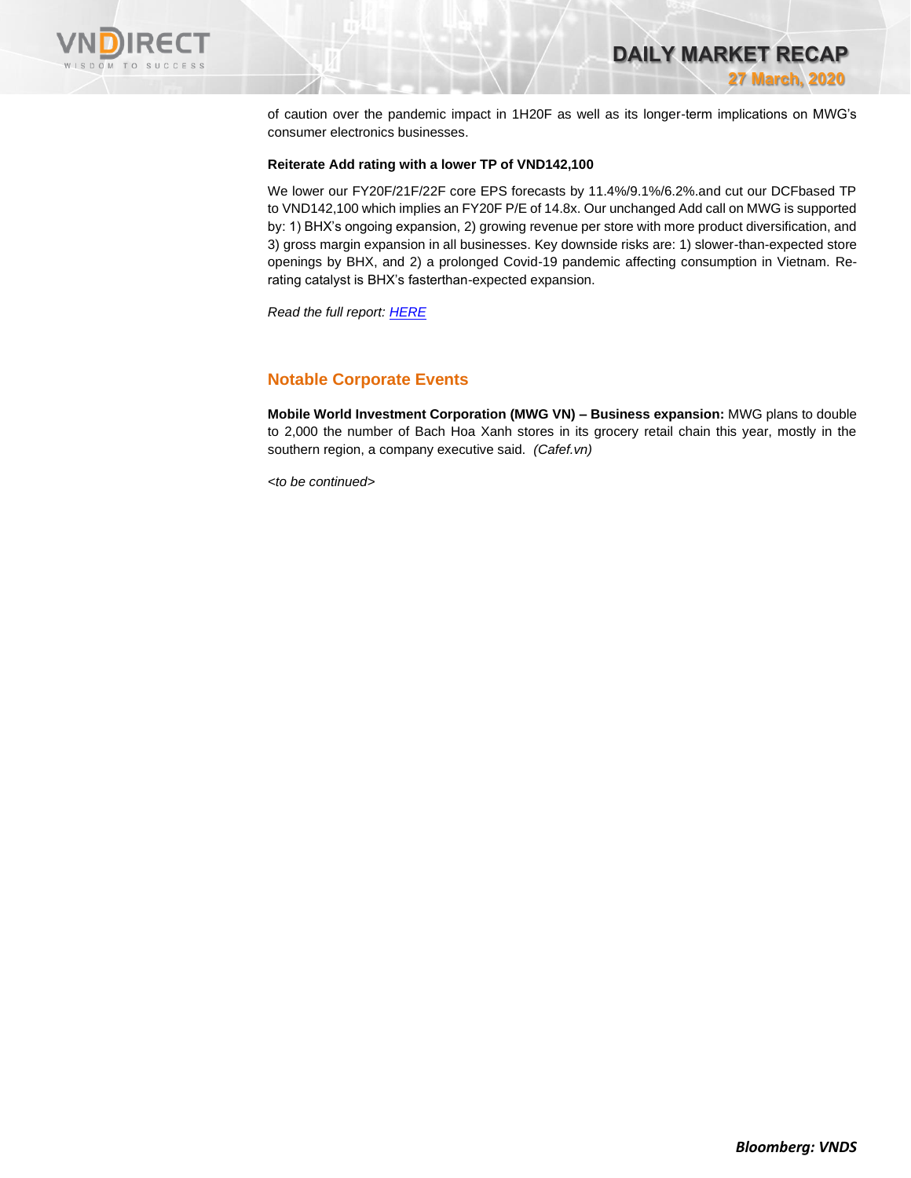of caution over the pandemic impact in 1H20F as well as its longer-term implications on MWG's consumer electronics businesses.

**Reiterate Add rating with a lower TP of VND142,100**

We lower our FY20F/21F/22F core EPS forecasts by 11.4%/9.1%/6.2%.and cut our DCFbased TP to VND142,100 which implies an FY20F P/E of 14.8x. Our unchanged Add call on MWG is supported by: 1) BHX's ongoing expansion, 2) growing revenue per store with more product diversification, and 3) gross margin expansion in all businesses. Key downside risks are: 1) slower-than-expected store openings by BHX, and 2) a prolonged Covid-19 pandemic affecting consumption in Vietnam. Re-rating catalyst is BHX's fasterthan-expected expansion.

*Read the full report: HERE*

## Notable Corporate Events

**Mobile World Investment Corporation (MWG VN) – Business expansion:** MWG plans to double to 2,000 the number of Bach Hoa Xanh stores in its grocery retail chain this year, mostly in the southern region, a company executive said. *(Cafef.vn)*

*<to be continued>*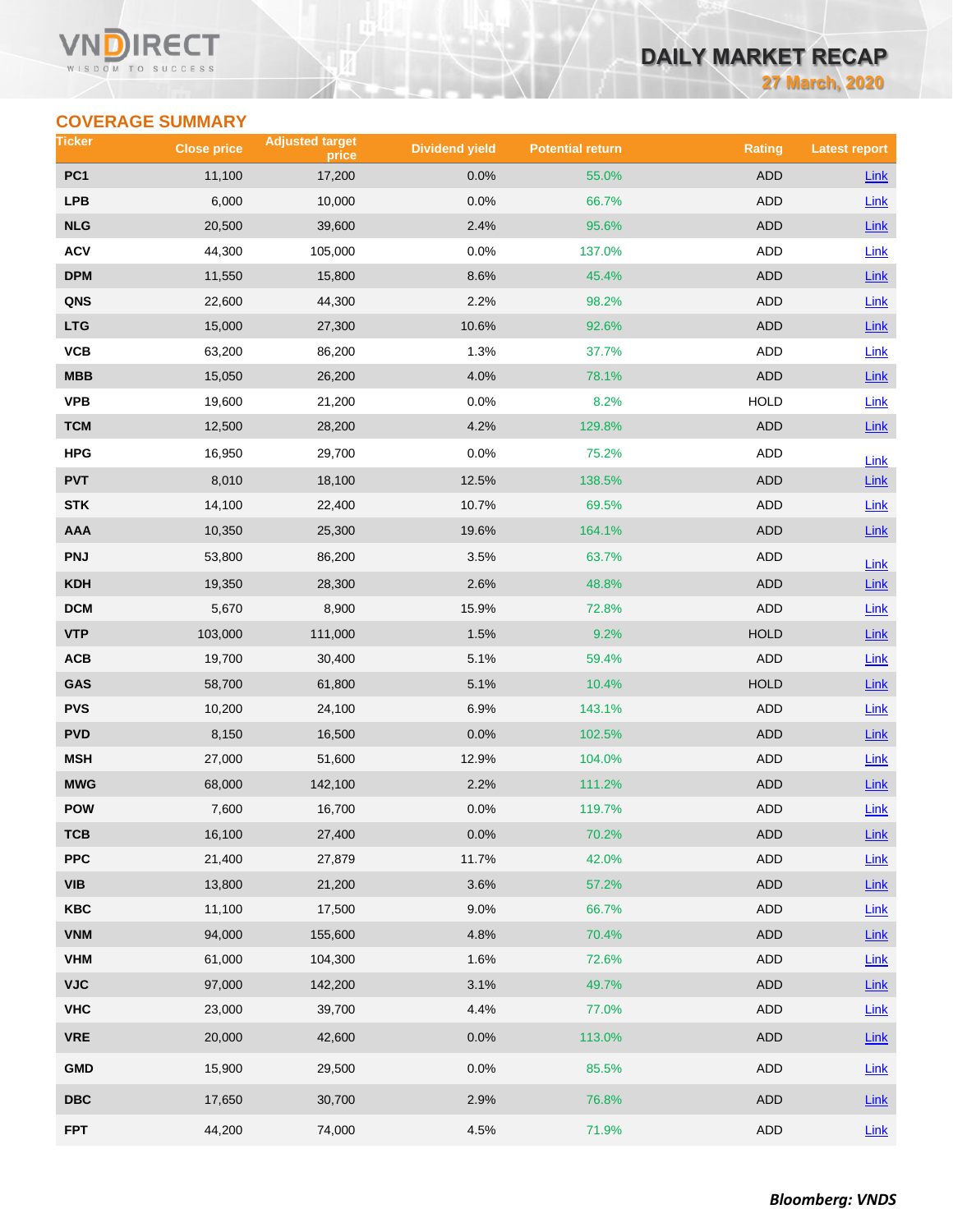## COVERAGE SUMMARY

| Ticker | Close price | Adjusted target price | Dividend yield | Potential return | Rating | Latest report |
|---|---|---|---|---|---|---|
| PC1 | 11,100 | 17,200 | 0.0% | 55.0% | ADD | Link |
| LPB | 6,000 | 10,000 | 0.0% | 66.7% | ADD | Link |
| NLG | 20,500 | 39,600 | 2.4% | 95.6% | ADD | Link |
| ACV | 44,300 | 105,000 | 0.0% | 137.0% | ADD | Link |
| DPM | 11,550 | 15,800 | 8.6% | 45.4% | ADD | Link |
| QNS | 22,600 | 44,300 | 2.2% | 98.2% | ADD | Link |
| LTG | 15,000 | 27,300 | 10.6% | 92.6% | ADD | Link |
| VCB | 63,200 | 86,200 | 1.3% | 37.7% | ADD | Link |
| MBB | 15,050 | 26,200 | 4.0% | 78.1% | ADD | Link |
| VPB | 19,600 | 21,200 | 0.0% | 8.2% | HOLD | Link |
| TCM | 12,500 | 28,200 | 4.2% | 129.8% | ADD | Link |
| HPG | 16,950 | 29,700 | 0.0% | 75.2% | ADD | Link |
| PVT | 8,010 | 18,100 | 12.5% | 138.5% | ADD | Link |
| STK | 14,100 | 22,400 | 10.7% | 69.5% | ADD | Link |
| AAA | 10,350 | 25,300 | 19.6% | 164.1% | ADD | Link |
| PNJ | 53,800 | 86,200 | 3.5% | 63.7% | ADD | Link |
| KDH | 19,350 | 28,300 | 2.6% | 48.8% | ADD | Link |
| DCM | 5,670 | 8,900 | 15.9% | 72.8% | ADD | Link |
| VTP | 103,000 | 111,000 | 1.5% | 9.2% | HOLD | Link |
| ACB | 19,700 | 30,400 | 5.1% | 59.4% | ADD | Link |
| GAS | 58,700 | 61,800 | 5.1% | 10.4% | HOLD | Link |
| PVS | 10,200 | 24,100 | 6.9% | 143.1% | ADD | Link |
| PVD | 8,150 | 16,500 | 0.0% | 102.5% | ADD | Link |
| MSH | 27,000 | 51,600 | 12.9% | 104.0% | ADD | Link |
| MWG | 68,000 | 142,100 | 2.2% | 111.2% | ADD | Link |
| POW | 7,600 | 16,700 | 0.0% | 119.7% | ADD | Link |
| TCB | 16,100 | 27,400 | 0.0% | 70.2% | ADD | Link |
| PPC | 21,400 | 27,879 | 11.7% | 42.0% | ADD | Link |
| VIB | 13,800 | 21,200 | 3.6% | 57.2% | ADD | Link |
| KBC | 11,100 | 17,500 | 9.0% | 66.7% | ADD | Link |
| VNM | 94,000 | 155,600 | 4.8% | 70.4% | ADD | Link |
| VHM | 61,000 | 104,300 | 1.6% | 72.6% | ADD | Link |
| VJC | 97,000 | 142,200 | 3.1% | 49.7% | ADD | Link |
| VHC | 23,000 | 39,700 | 4.4% | 77.0% | ADD | Link |
| VRE | 20,000 | 42,600 | 0.0% | 113.0% | ADD | Link |
| GMD | 15,900 | 29,500 | 0.0% | 85.5% | ADD | Link |
| DBC | 17,650 | 30,700 | 2.9% | 76.8% | ADD | Link |
| FPT | 44,200 | 74,000 | 4.5% | 71.9% | ADD | Link |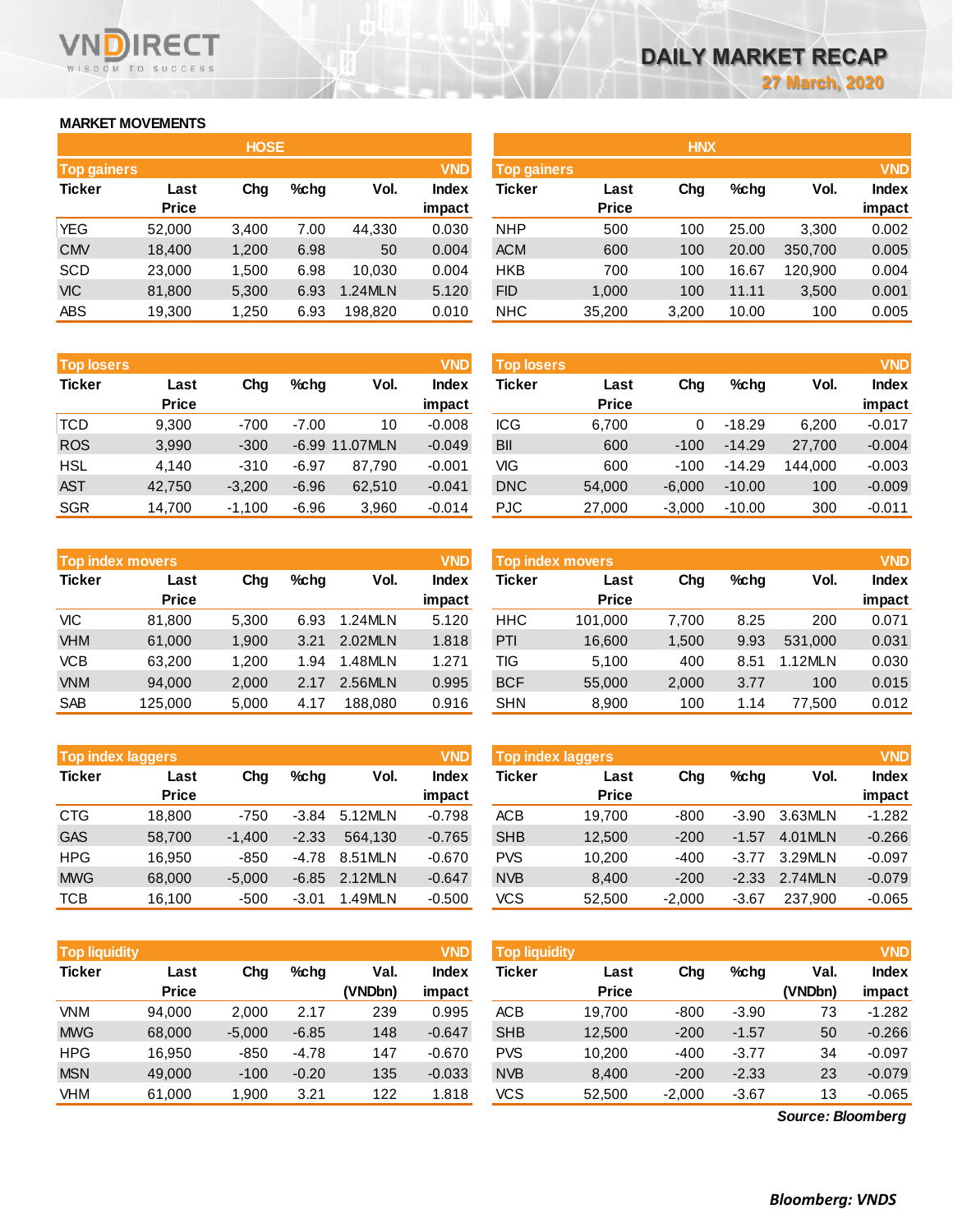# DAILY MARKET RECAP

**27 March, 2020**

## MARKET MOVEMENTS

### HOSE

**Top gainers** (VND)

| Ticker | Last Price | Chg | %chg | Vol. | Index impact |
|---|---|---|---|---|---|
| YEG | 52,000 | 3,400 | 7.00 | 44,330 | 0.030 |
| CMV | 18,400 | 1,200 | 6.98 | 50 | 0.004 |
| SCD | 23,000 | 1,500 | 6.98 | 10,030 | 0.004 |
| VIC | 81,800 | 5,300 | 6.93 | 1.24MLN | 5.120 |
| ABS | 19,300 | 1,250 | 6.93 | 198,820 | 0.010 |

**Top losers** (VND)

| Ticker | Last Price | Chg | %chg | Vol. | Index impact |
|---|---|---|---|---|---|
| TCD | 9,300 | -700 | -7.00 | 10 | -0.008 |
| ROS | 3,990 | -300 | -6.99 | 11.07MLN | -0.049 |
| HSL | 4,140 | -310 | -6.97 | 87,790 | -0.001 |
| AST | 42,750 | -3,200 | -6.96 | 62,510 | -0.041 |
| SGR | 14,700 | -1,100 | -6.96 | 3,960 | -0.014 |

**Top index movers** (VND)

| Ticker | Last Price | Chg | %chg | Vol. | Index impact |
|---|---|---|---|---|---|
| VIC | 81,800 | 5,300 | 6.93 | 1.24MLN | 5.120 |
| VHM | 61,000 | 1,900 | 3.21 | 2.02MLN | 1.818 |
| VCB | 63,200 | 1,200 | 1.94 | 1.48MLN | 1.271 |
| VNM | 94,000 | 2,000 | 2.17 | 2.56MLN | 0.995 |
| SAB | 125,000 | 5,000 | 4.17 | 188,080 | 0.916 |

**Top index laggers** (VND)

| Ticker | Last Price | Chg | %chg | Vol. | Index impact |
|---|---|---|---|---|---|
| CTG | 18,800 | -750 | -3.84 | 5.12MLN | -0.798 |
| GAS | 58,700 | -1,400 | -2.33 | 564,130 | -0.765 |
| HPG | 16,950 | -850 | -4.78 | 8.51MLN | -0.670 |
| MWG | 68,000 | -5,000 | -6.85 | 2.12MLN | -0.647 |
| TCB | 16,100 | -500 | -3.01 | 1.49MLN | -0.500 |

**Top liquidity** (VND)

| Ticker | Last Price | Chg | %chg | Val. (VNDbn) | Index impact |
|---|---|---|---|---|---|
| VNM | 94,000 | 2,000 | 2.17 | 239 | 0.995 |
| MWG | 68,000 | -5,000 | -6.85 | 148 | -0.647 |
| HPG | 16,950 | -850 | -4.78 | 147 | -0.670 |
| MSN | 49,000 | -100 | -0.20 | 135 | -0.033 |
| VHM | 61,000 | 1,900 | 3.21 | 122 | 1.818 |

### HNX

**Top gainers** (VND)

| Ticker | Last Price | Chg | %chg | Vol. | Index impact |
|---|---|---|---|---|---|
| NHP | 500 | 100 | 25.00 | 3,300 | 0.002 |
| ACM | 600 | 100 | 20.00 | 350,700 | 0.005 |
| HKB | 700 | 100 | 16.67 | 120,900 | 0.004 |
| FID | 1,000 | 100 | 11.11 | 3,500 | 0.001 |
| NHC | 35,200 | 3,200 | 10.00 | 100 | 0.005 |

**Top losers** (VND)

| Ticker | Last Price | Chg | %chg | Vol. | Index impact |
|---|---|---|---|---|---|
| ICG | 6,700 | 0 | -18.29 | 6,200 | -0.017 |
| BII | 600 | -100 | -14.29 | 27,700 | -0.004 |
| VIG | 600 | -100 | -14.29 | 144,000 | -0.003 |
| DNC | 54,000 | -6,000 | -10.00 | 100 | -0.009 |
| PJC | 27,000 | -3,000 | -10.00 | 300 | -0.011 |

**Top index movers** (VND)

| Ticker | Last Price | Chg | %chg | Vol. | Index impact |
|---|---|---|---|---|---|
| HHC | 101,000 | 7,700 | 8.25 | 200 | 0.071 |
| PTI | 16,600 | 1,500 | 9.93 | 531,000 | 0.031 |
| TIG | 5,100 | 400 | 8.51 | 1.12MLN | 0.030 |
| BCF | 55,000 | 2,000 | 3.77 | 100 | 0.015 |
| SHN | 8,900 | 100 | 1.14 | 77,500 | 0.012 |

**Top index laggers** (VND)

| Ticker | Last Price | Chg | %chg | Vol. | Index impact |
|---|---|---|---|---|---|
| ACB | 19,700 | -800 | -3.90 | 3.63MLN | -1.282 |
| SHB | 12,500 | -200 | -1.57 | 4.01MLN | -0.266 |
| PVS | 10,200 | -400 | -3.77 | 3.29MLN | -0.097 |
| NVB | 8,400 | -200 | -2.33 | 2.74MLN | -0.079 |
| VCS | 52,500 | -2,000 | -3.67 | 237,900 | -0.065 |

**Top liquidity** (VND)

| Ticker | Last Price | Chg | %chg | Val. (VNDbn) | Index impact |
|---|---|---|---|---|---|
| ACB | 19,700 | -800 | -3.90 | 73 | -1.282 |
| SHB | 12,500 | -200 | -1.57 | 50 | -0.266 |
| PVS | 10,200 | -400 | -3.77 | 34 | -0.097 |
| NVB | 8,400 | -200 | -2.33 | 23 | -0.079 |
| VCS | 52,500 | -2,000 | -3.67 | 13 | -0.065 |

*Source: Bloomberg*

***Bloomberg: VNDS***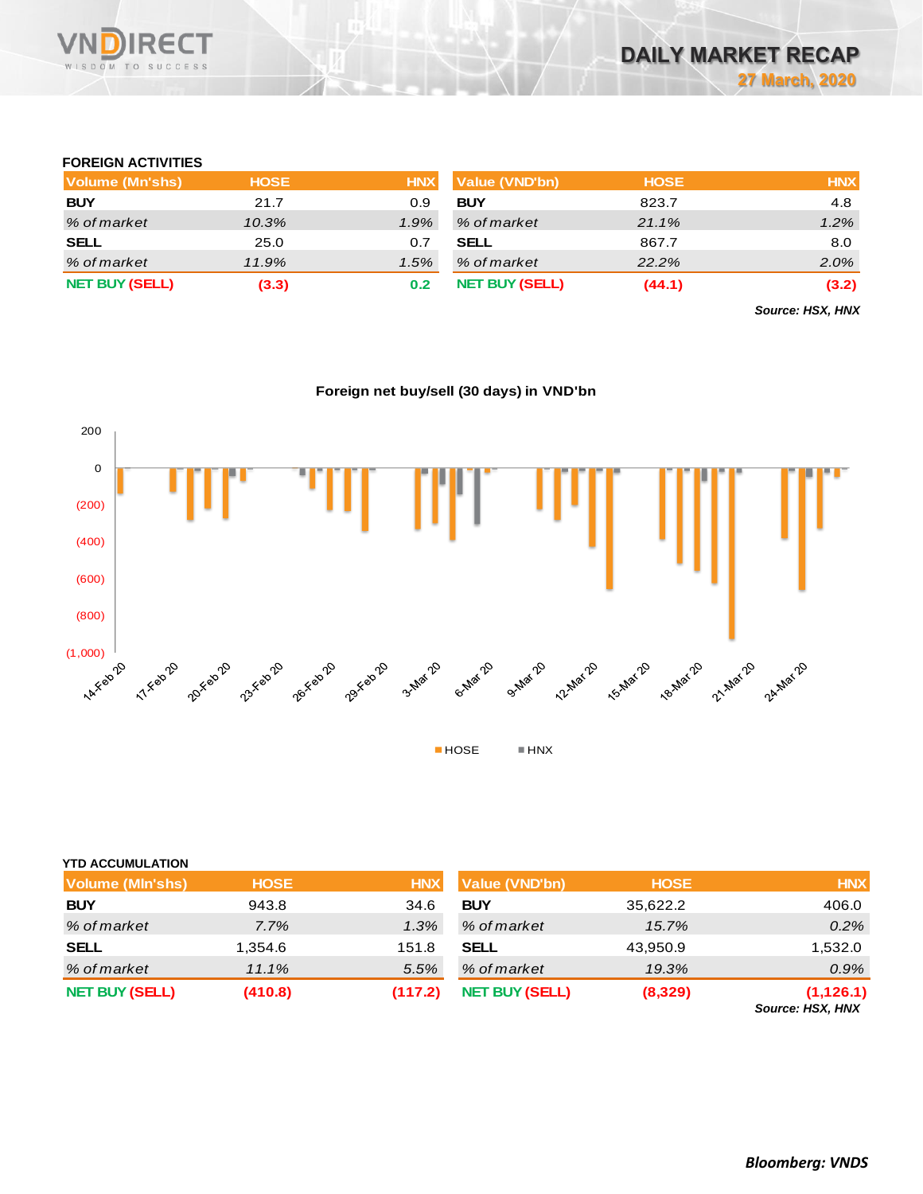# DAILY MARKET RECAP
27 March, 2020

## FOREIGN ACTIVITIES

| Volume (Mn'shs) | HOSE | HNX |
|---|---|---|
| BUY | 21.7 | 0.9 |
| *% of market* | *10.3%* | *1.9%* |
| SELL | 25.0 | 0.7 |
| *% of market* | *11.9%* | *1.5%* |
| NET BUY (SELL) | (3.3) | 0.2 |

| Value (VND'bn) | HOSE | HNX |
|---|---|---|
| BUY | 823.7 | 4.8 |
| *% of market* | *21.1%* | *1.2%* |
| SELL | 867.7 | 8.0 |
| *% of market* | *22.2%* | *2.0%* |
| NET BUY (SELL) | (44.1) | (3.2) |

*Source: HSX, HNX*

**Foreign net buy/sell (30 days) in VND'bn**

Legend: HOSE, HNX

## YTD ACCUMULATION

| Volume (Mln'shs) | HOSE | HNX |
|---|---|---|
| BUY | 943.8 | 34.6 |
| *% of market* | *7.7%* | *1.3%* |
| SELL | 1,354.6 | 151.8 |
| *% of market* | *11.1%* | *5.5%* |
| NET BUY (SELL) | (410.8) | (117.2) |

| Value (VND'bn) | HOSE | HNX |
|---|---|---|
| BUY | 35,622.2 | 406.0 |
| *% of market* | *15.7%* | *0.2%* |
| SELL | 43,950.9 | 1,532.0 |
| *% of market* | *19.3%* | *0.9%* |
| NET BUY (SELL) | (8,329) | (1,126.1) |

*Source: HSX, HNX*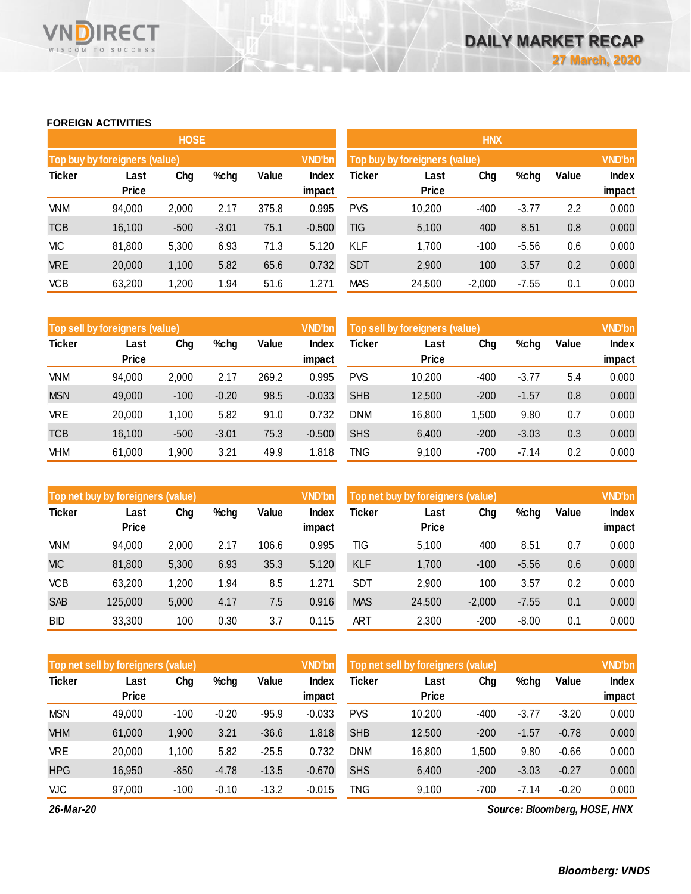## FOREIGN ACTIVITIES

### HOSE

| Top buy by foreigners (value) | | | | | VND'bn |
|---|---|---|---|---|---|
| Ticker | Last Price | Chg | %chg | Value | Index impact |
| VNM | 94,000 | 2,000 | 2.17 | 375.8 | 0.995 |
| TCB | 16,100 | -500 | -3.01 | 75.1 | -0.500 |
| VIC | 81,800 | 5,300 | 6.93 | 71.3 | 5.120 |
| VRE | 20,000 | 1,100 | 5.82 | 65.6 | 0.732 |
| VCB | 63,200 | 1,200 | 1.94 | 51.6 | 1.271 |

| Top sell by foreigners (value) | | | | | VND'bn |
|---|---|---|---|---|---|
| Ticker | Last Price | Chg | %chg | Value | Index impact |
| VNM | 94,000 | 2,000 | 2.17 | 269.2 | 0.995 |
| MSN | 49,000 | -100 | -0.20 | 98.5 | -0.033 |
| VRE | 20,000 | 1,100 | 5.82 | 91.0 | 0.732 |
| TCB | 16,100 | -500 | -3.01 | 75.3 | -0.500 |
| VHM | 61,000 | 1,900 | 3.21 | 49.9 | 1.818 |

| Top net buy by foreigners (value) | | | | | VND'bn |
|---|---|---|---|---|---|
| Ticker | Last Price | Chg | %chg | Value | Index impact |
| VNM | 94,000 | 2,000 | 2.17 | 106.6 | 0.995 |
| VIC | 81,800 | 5,300 | 6.93 | 35.3 | 5.120 |
| VCB | 63,200 | 1,200 | 1.94 | 8.5 | 1.271 |
| SAB | 125,000 | 5,000 | 4.17 | 7.5 | 0.916 |
| BID | 33,300 | 100 | 0.30 | 3.7 | 0.115 |

| Top net sell by foreigners (value) | | | | | VND'bn |
|---|---|---|---|---|---|
| Ticker | Last Price | Chg | %chg | Value | Index impact |
| MSN | 49,000 | -100 | -0.20 | -95.9 | -0.033 |
| VHM | 61,000 | 1,900 | 3.21 | -36.6 | 1.818 |
| VRE | 20,000 | 1,100 | 5.82 | -25.5 | 0.732 |
| HPG | 16,950 | -850 | -4.78 | -13.5 | -0.670 |
| VJC | 97,000 | -100 | -0.10 | -13.2 | -0.015 |

### HNX

| Top buy by foreigners (value) | | | | | VND'bn |
|---|---|---|---|---|---|
| Ticker | Last Price | Chg | %chg | Value | Index impact |
| PVS | 10,200 | -400 | -3.77 | 2.2 | 0.000 |
| TIG | 5,100 | 400 | 8.51 | 0.8 | 0.000 |
| KLF | 1,700 | -100 | -5.56 | 0.6 | 0.000 |
| SDT | 2,900 | 100 | 3.57 | 0.2 | 0.000 |
| MAS | 24,500 | -2,000 | -7.55 | 0.1 | 0.000 |

| Top sell by foreigners (value) | | | | | VND'bn |
|---|---|---|---|---|---|
| Ticker | Last Price | Chg | %chg | Value | Index impact |
| PVS | 10,200 | -400 | -3.77 | 5.4 | 0.000 |
| SHB | 12,500 | -200 | -1.57 | 0.8 | 0.000 |
| DNM | 16,800 | 1,500 | 9.80 | 0.7 | 0.000 |
| SHS | 6,400 | -200 | -3.03 | 0.3 | 0.000 |
| TNG | 9,100 | -700 | -7.14 | 0.2 | 0.000 |

| Top net buy by foreigners (value) | | | | | VND'bn |
|---|---|---|---|---|---|
| Ticker | Last Price | Chg | %chg | Value | Index impact |
| TIG | 5,100 | 400 | 8.51 | 0.7 | 0.000 |
| KLF | 1,700 | -100 | -5.56 | 0.6 | 0.000 |
| SDT | 2,900 | 100 | 3.57 | 0.2 | 0.000 |
| MAS | 24,500 | -2,000 | -7.55 | 0.1 | 0.000 |
| ART | 2,300 | -200 | -8.00 | 0.1 | 0.000 |

| Top net sell by foreigners (value) | | | | | VND'bn |
|---|---|---|---|---|---|
| Ticker | Last Price | Chg | %chg | Value | Index impact |
| PVS | 10,200 | -400 | -3.77 | -3.20 | 0.000 |
| SHB | 12,500 | -200 | -1.57 | -0.78 | 0.000 |
| DNM | 16,800 | 1,500 | 9.80 | -0.66 | 0.000 |
| SHS | 6,400 | -200 | -3.03 | -0.27 | 0.000 |
| TNG | 9,100 | -700 | -7.14 | -0.20 | 0.000 |

*26-Mar-20*

*Source: Bloomberg, HOSE, HNX*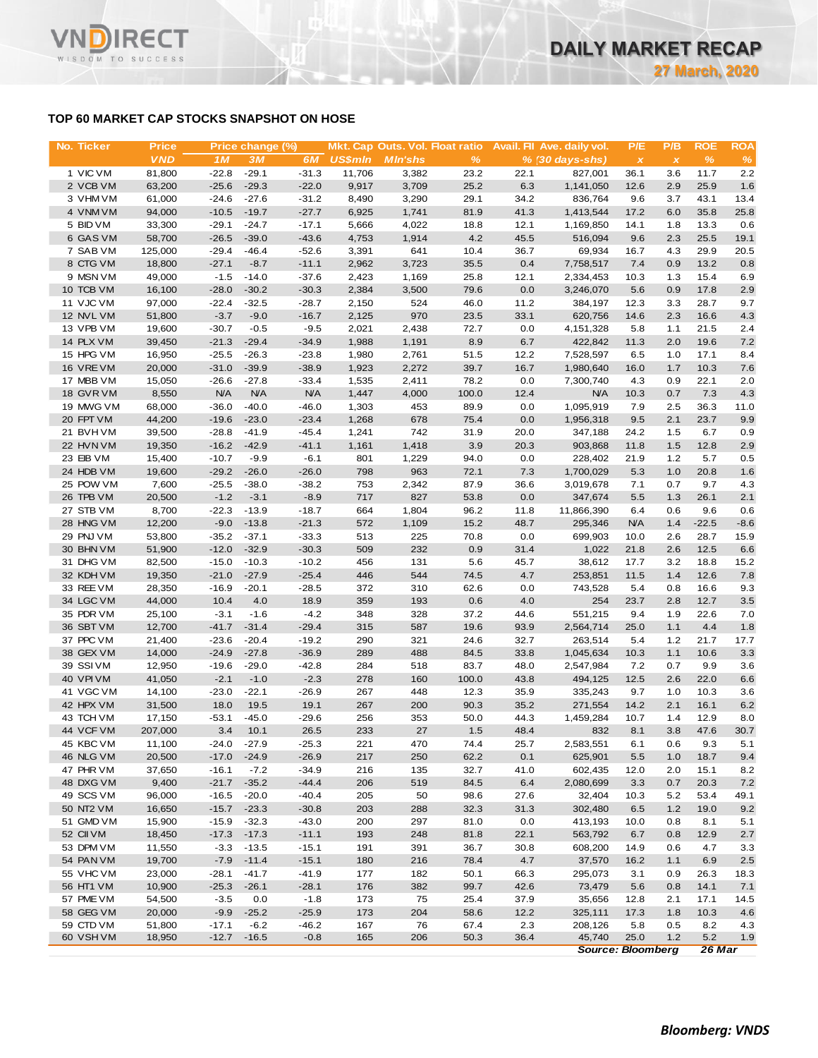## TOP 60 MARKET CAP STOCKS SNAPSHOT ON HOSE

| No. | Ticker | Price | Price change (%) | | | Mkt. Cap | Outs. Vol. | Float ratio | Avail. FII | Ave. daily vol. | P/E | P/B | ROE | ROA |
|---|---|---|---|---|---|---|---|---|---|---|---|---|---|---|
| | | VND | 1M | 3M | 6M | US$mln | Mln'shs | % | % | (30 days-shs) | x | x | % | % |
| 1 | VIC VM | 81,800 | -22.8 | -29.1 | -31.3 | 11,706 | 3,382 | 23.2 | 22.1 | 827,001 | 36.1 | 3.6 | 11.7 | 2.2 |
| 2 | VCB VM | 63,200 | -25.6 | -29.3 | -22.0 | 9,917 | 3,709 | 25.2 | 6.3 | 1,141,050 | 12.6 | 2.9 | 25.9 | 1.6 |
| 3 | VHM VM | 61,000 | -24.6 | -27.6 | -31.2 | 8,490 | 3,290 | 29.1 | 34.2 | 836,764 | 9.6 | 3.7 | 43.1 | 13.4 |
| 4 | VNM VM | 94,000 | -10.5 | -19.7 | -27.7 | 6,925 | 1,741 | 81.9 | 41.3 | 1,413,544 | 17.2 | 6.0 | 35.8 | 25.8 |
| 5 | BID VM | 33,300 | -29.1 | -24.7 | -17.1 | 5,666 | 4,022 | 18.8 | 12.1 | 1,169,850 | 14.1 | 1.8 | 13.3 | 0.6 |
| 6 | GAS VM | 58,700 | -26.5 | -39.0 | -43.6 | 4,753 | 1,914 | 4.2 | 45.5 | 516,094 | 9.6 | 2.3 | 25.5 | 19.1 |
| 7 | SAB VM | 125,000 | -29.4 | -46.4 | -52.6 | 3,391 | 641 | 10.4 | 36.7 | 69,934 | 16.7 | 4.3 | 29.9 | 20.5 |
| 8 | CTG VM | 18,800 | -27.1 | -8.7 | -11.1 | 2,962 | 3,723 | 35.5 | 0.4 | 7,758,517 | 7.4 | 0.9 | 13.2 | 0.8 |
| 9 | MSN VM | 49,000 | -1.5 | -14.0 | -37.6 | 2,423 | 1,169 | 25.8 | 12.1 | 2,334,453 | 10.3 | 1.3 | 15.4 | 6.9 |
| 10 | TCB VM | 16,100 | -28.0 | -30.2 | -30.3 | 2,384 | 3,500 | 79.6 | 0.0 | 3,246,070 | 5.6 | 0.9 | 17.8 | 2.9 |
| 11 | VJC VM | 97,000 | -22.4 | -32.5 | -28.7 | 2,150 | 524 | 46.0 | 11.2 | 384,197 | 12.3 | 3.3 | 28.7 | 9.7 |
| 12 | NVL VM | 51,800 | -3.7 | -9.0 | -16.7 | 2,125 | 970 | 23.5 | 33.1 | 620,756 | 14.6 | 2.3 | 16.6 | 4.3 |
| 13 | VPB VM | 19,600 | -30.7 | -0.5 | -9.5 | 2,021 | 2,438 | 72.7 | 0.0 | 4,151,328 | 5.8 | 1.1 | 21.5 | 2.4 |
| 14 | PLX VM | 39,450 | -21.3 | -29.4 | -34.9 | 1,988 | 1,191 | 8.9 | 6.7 | 422,842 | 11.3 | 2.0 | 19.6 | 7.2 |
| 15 | HPG VM | 16,950 | -25.5 | -26.3 | -23.8 | 1,980 | 2,761 | 51.5 | 12.2 | 7,528,597 | 6.5 | 1.0 | 17.1 | 8.4 |
| 16 | VRE VM | 20,000 | -31.0 | -39.9 | -38.9 | 1,923 | 2,272 | 39.7 | 16.7 | 1,980,640 | 16.0 | 1.7 | 10.3 | 7.6 |
| 17 | MBB VM | 15,050 | -26.6 | -27.8 | -33.4 | 1,535 | 2,411 | 78.2 | 0.0 | 7,300,740 | 4.3 | 0.9 | 22.1 | 2.0 |
| 18 | GVR VM | 8,550 | N/A | N/A | N/A | 1,447 | 4,000 | 100.0 | 12.4 | N/A | 10.3 | 0.7 | 7.3 | 4.3 |
| 19 | MWG VM | 68,000 | -36.0 | -40.0 | -46.0 | 1,303 | 453 | 89.9 | 0.0 | 1,095,919 | 7.9 | 2.5 | 36.3 | 11.0 |
| 20 | FPT VM | 44,200 | -19.6 | -23.0 | -23.4 | 1,268 | 678 | 75.4 | 0.0 | 1,956,318 | 9.5 | 2.1 | 23.7 | 9.9 |
| 21 | BVH VM | 39,500 | -28.8 | -41.9 | -45.4 | 1,241 | 742 | 31.9 | 20.0 | 347,188 | 24.2 | 1.5 | 6.7 | 0.9 |
| 22 | HVN VM | 19,350 | -16.2 | -42.9 | -41.1 | 1,161 | 1,418 | 3.9 | 20.3 | 903,868 | 11.8 | 1.5 | 12.8 | 2.9 |
| 23 | EIB VM | 15,400 | -10.7 | -9.9 | -6.1 | 801 | 1,229 | 94.0 | 0.0 | 228,402 | 21.9 | 1.2 | 5.7 | 0.5 |
| 24 | HDB VM | 19,600 | -29.2 | -26.0 | -26.0 | 798 | 963 | 72.1 | 7.3 | 1,700,029 | 5.3 | 1.0 | 20.8 | 1.6 |
| 25 | POW VM | 7,600 | -25.5 | -38.0 | -38.2 | 753 | 2,342 | 87.9 | 36.6 | 3,019,678 | 7.1 | 0.7 | 9.7 | 4.3 |
| 26 | TPB VM | 20,500 | -1.2 | -3.1 | -8.9 | 717 | 827 | 53.8 | 0.0 | 347,674 | 5.5 | 1.3 | 26.1 | 2.1 |
| 27 | STB VM | 8,700 | -22.3 | -13.9 | -18.7 | 664 | 1,804 | 96.2 | 11.8 | 11,866,390 | 6.4 | 0.6 | 9.6 | 0.6 |
| 28 | HNG VM | 12,200 | -9.0 | -13.8 | -21.3 | 572 | 1,109 | 15.2 | 48.7 | 295,346 | N/A | 1.4 | -22.5 | -8.6 |
| 29 | PNJ VM | 53,800 | -35.2 | -37.1 | -33.3 | 513 | 225 | 70.8 | 0.0 | 699,903 | 10.0 | 2.6 | 28.7 | 15.9 |
| 30 | BHN VM | 51,900 | -12.0 | -32.9 | -30.3 | 509 | 232 | 0.9 | 31.4 | 1,022 | 21.8 | 2.6 | 12.5 | 6.6 |
| 31 | DHG VM | 82,500 | -15.0 | -10.3 | -10.2 | 456 | 131 | 5.6 | 45.7 | 38,612 | 17.7 | 3.2 | 18.8 | 15.2 |
| 32 | KDH VM | 19,350 | -21.0 | -27.9 | -25.4 | 446 | 544 | 74.5 | 4.7 | 253,851 | 11.5 | 1.4 | 12.6 | 7.8 |
| 33 | REE VM | 28,350 | -16.9 | -20.1 | -28.5 | 372 | 310 | 62.6 | 0.0 | 743,528 | 5.4 | 0.8 | 16.6 | 9.3 |
| 34 | LGC VM | 44,000 | 10.4 | 4.0 | 18.9 | 359 | 193 | 0.6 | 4.0 | 254 | 23.7 | 2.8 | 12.7 | 3.5 |
| 35 | PDR VM | 25,100 | -3.1 | -1.6 | -4.2 | 348 | 328 | 37.2 | 44.6 | 551,215 | 9.4 | 1.9 | 22.6 | 7.0 |
| 36 | SBT VM | 12,700 | -41.7 | -31.4 | -29.4 | 315 | 587 | 19.6 | 93.9 | 2,564,714 | 25.0 | 1.1 | 4.4 | 1.8 |
| 37 | PPC VM | 21,400 | -23.6 | -20.4 | -19.2 | 290 | 321 | 24.6 | 32.7 | 263,514 | 5.4 | 1.2 | 21.7 | 17.7 |
| 38 | GEX VM | 14,000 | -24.9 | -27.8 | -36.9 | 289 | 488 | 84.5 | 33.8 | 1,045,634 | 10.3 | 1.1 | 10.6 | 3.3 |
| 39 | SSI VM | 12,950 | -19.6 | -29.0 | -42.8 | 284 | 518 | 83.7 | 48.0 | 2,547,984 | 7.2 | 0.7 | 9.9 | 3.6 |
| 40 | VPI VM | 41,050 | -2.1 | -1.0 | -2.3 | 278 | 160 | 100.0 | 43.8 | 494,125 | 12.5 | 2.6 | 22.0 | 6.6 |
| 41 | VGC VM | 14,100 | -23.0 | -22.1 | -26.9 | 267 | 448 | 12.3 | 35.9 | 335,243 | 9.7 | 1.0 | 10.3 | 3.6 |
| 42 | HPX VM | 31,500 | 18.0 | 19.5 | 19.1 | 267 | 200 | 90.3 | 35.2 | 271,554 | 14.2 | 2.1 | 16.1 | 6.2 |
| 43 | TCH VM | 17,150 | -53.1 | -45.0 | -29.6 | 256 | 353 | 50.0 | 44.3 | 1,459,284 | 10.7 | 1.4 | 12.9 | 8.0 |
| 44 | VCF VM | 207,000 | 3.4 | 10.1 | 26.5 | 233 | 27 | 1.5 | 48.4 | 832 | 8.1 | 3.8 | 47.6 | 30.7 |
| 45 | KBC VM | 11,100 | -24.0 | -27.9 | -25.3 | 221 | 470 | 74.4 | 25.7 | 2,583,551 | 6.1 | 0.6 | 9.3 | 5.1 |
| 46 | NLG VM | 20,500 | -17.0 | -24.9 | -26.9 | 217 | 250 | 62.2 | 0.1 | 625,901 | 5.5 | 1.0 | 18.7 | 9.4 |
| 47 | PHR VM | 37,650 | -16.1 | -7.2 | -34.9 | 216 | 135 | 32.7 | 41.0 | 602,435 | 12.0 | 2.0 | 15.1 | 8.2 |
| 48 | DXG VM | 9,400 | -21.7 | -35.2 | -44.4 | 206 | 519 | 84.5 | 6.4 | 2,080,699 | 3.3 | 0.7 | 20.3 | 7.2 |
| 49 | SCS VM | 96,000 | -16.5 | -20.0 | -40.4 | 205 | 50 | 98.6 | 27.6 | 32,404 | 10.3 | 5.2 | 53.4 | 49.1 |
| 50 | NT2 VM | 16,650 | -15.7 | -23.3 | -30.8 | 203 | 288 | 32.3 | 31.3 | 302,480 | 6.5 | 1.2 | 19.0 | 9.2 |
| 51 | GMD VM | 15,900 | -15.9 | -32.3 | -43.0 | 200 | 297 | 81.0 | 0.0 | 413,193 | 10.0 | 0.8 | 8.1 | 5.1 |
| 52 | CII VM | 18,450 | -17.3 | -17.3 | -11.1 | 193 | 248 | 81.8 | 22.1 | 563,792 | 6.7 | 0.8 | 12.9 | 2.7 |
| 53 | DPM VM | 11,550 | -3.3 | -13.5 | -15.1 | 191 | 391 | 36.7 | 30.8 | 608,200 | 14.9 | 0.6 | 4.7 | 3.3 |
| 54 | PAN VM | 19,700 | -7.9 | -11.4 | -15.1 | 180 | 216 | 78.4 | 4.7 | 37,570 | 16.2 | 1.1 | 6.9 | 2.5 |
| 55 | VHC VM | 23,000 | -28.1 | -41.7 | -41.9 | 177 | 182 | 50.1 | 66.3 | 295,073 | 3.1 | 0.9 | 26.3 | 18.3 |
| 56 | HT1 VM | 10,900 | -25.3 | -26.1 | -28.1 | 176 | 382 | 99.7 | 42.6 | 73,479 | 5.6 | 0.8 | 14.1 | 7.1 |
| 57 | PME VM | 54,500 | -3.5 | 0.0 | -1.8 | 173 | 75 | 25.4 | 37.9 | 35,656 | 12.8 | 2.1 | 17.1 | 14.5 |
| 58 | GEG VM | 20,000 | -9.9 | -25.2 | -25.9 | 173 | 204 | 58.6 | 12.2 | 325,111 | 17.3 | 1.8 | 10.3 | 4.6 |
| 59 | CTD VM | 51,800 | -17.1 | -6.2 | -46.2 | 167 | 76 | 67.4 | 2.3 | 208,126 | 5.8 | 0.5 | 8.2 | 4.3 |
| 60 | VSH VM | 18,950 | -12.7 | -16.5 | -0.8 | 165 | 206 | 50.3 | 36.4 | 45,740 | 25.0 | 1.2 | 5.2 | 1.9 |

*Source: Bloomberg* *26 Mar*

***Bloomberg: VNDS***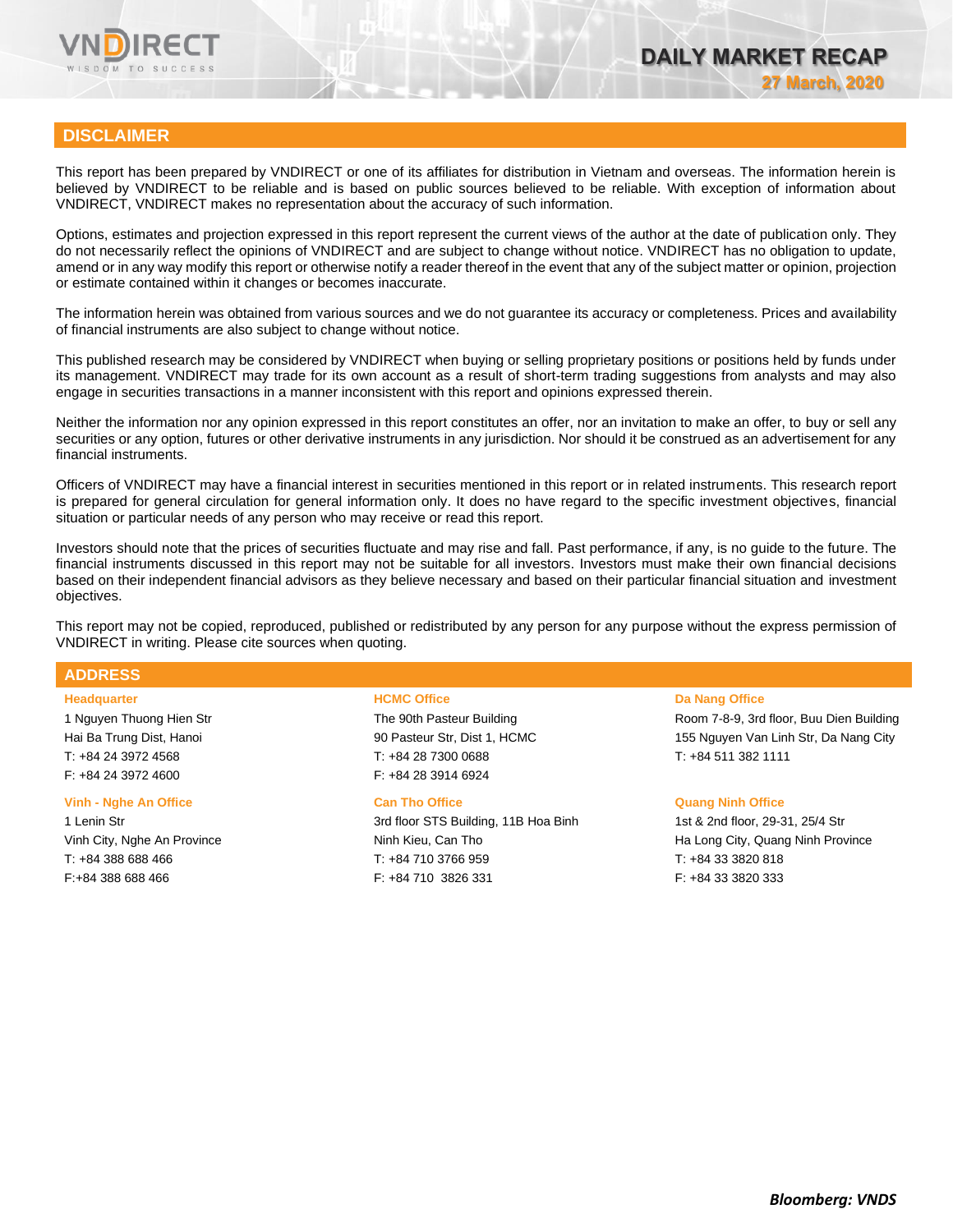## DISCLAIMER

This report has been prepared by VNDIRECT or one of its affiliates for distribution in Vietnam and overseas. The information herein is believed by VNDIRECT to be reliable and is based on public sources believed to be reliable. With exception of information about VNDIRECT, VNDIRECT makes no representation about the accuracy of such information.

Options, estimates and projection expressed in this report represent the current views of the author at the date of publication only. They do not necessarily reflect the opinions of VNDIRECT and are subject to change without notice. VNDIRECT has no obligation to update, amend or in any way modify this report or otherwise notify a reader thereof in the event that any of the subject matter or opinion, projection or estimate contained within it changes or becomes inaccurate.

The information herein was obtained from various sources and we do not guarantee its accuracy or completeness. Prices and availability of financial instruments are also subject to change without notice.

This published research may be considered by VNDIRECT when buying or selling proprietary positions or positions held by funds under its management. VNDIRECT may trade for its own account as a result of short-term trading suggestions from analysts and may also engage in securities transactions in a manner inconsistent with this report and opinions expressed therein.

Neither the information nor any opinion expressed in this report constitutes an offer, nor an invitation to make an offer, to buy or sell any securities or any option, futures or other derivative instruments in any jurisdiction. Nor should it be construed as an advertisement for any financial instruments.

Officers of VNDIRECT may have a financial interest in securities mentioned in this report or in related instruments. This research report is prepared for general circulation for general information only. It does no have regard to the specific investment objectives, financial situation or particular needs of any person who may receive or read this report.

Investors should note that the prices of securities fluctuate and may rise and fall. Past performance, if any, is no guide to the future. The financial instruments discussed in this report may not be suitable for all investors. Investors must make their own financial decisions based on their independent financial advisors as they believe necessary and based on their particular financial situation and investment objectives.

This report may not be copied, reproduced, published or redistributed by any person for any purpose without the express permission of VNDIRECT in writing. Please cite sources when quoting.

## ADDRESS

**Headquarter**
1 Nguyen Thuong Hien Str
Hai Ba Trung Dist, Hanoi
T: +84 24 3972 4568
F: +84 24 3972 4600

**HCMC Office**
The 90th Pasteur Building
90 Pasteur Str, Dist 1, HCMC
T: +84 28 7300 0688
F: +84 28 3914 6924

**Da Nang Office**
Room 7-8-9, 3rd floor, Buu Dien Building
155 Nguyen Van Linh Str, Da Nang City
T: +84 511 382 1111

**Vinh - Nghe An Office**
1 Lenin Str
Vinh City, Nghe An Province
T: +84 388 688 466
F:+84 388 688 466

**Can Tho Office**
3rd floor STS Building, 11B Hoa Binh
Ninh Kieu, Can Tho
T: +84 710 3766 959
F: +84 710 3826 331

**Quang Ninh Office**
1st & 2nd floor, 29-31, 25/4 Str
Ha Long City, Quang Ninh Province
T: +84 33 3820 818
F: +84 33 3820 333

***Bloomberg: VNDS***